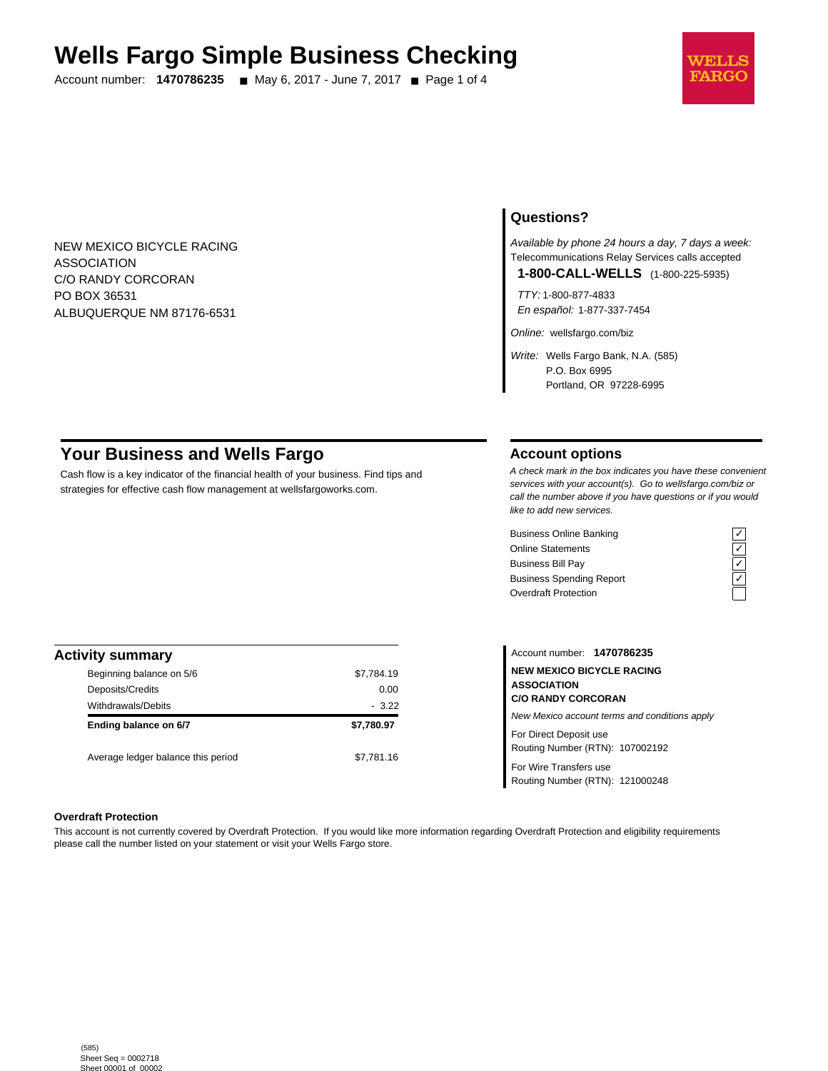# Wells Fargo Simple Business Checking

Account number: **1470786235** ■ May 6, 2017 - June 7, 2017 ■ Page 1 of 4

WELLS FARGO

NEW MEXICO BICYCLE RACING
ASSOCIATION
C/O RANDY CORCORAN
PO BOX 36531
ALBUQUERQUE NM 87176-6531

## Questions?

*Available by phone 24 hours a day, 7 days a week:*
Telecommunications Relay Services calls accepted

**1-800-CALL-WELLS** (1-800-225-5935)

*TTY:* 1-800-877-4833
*En español:* 1-877-337-7454

*Online:* wellsfargo.com/biz

*Write:* Wells Fargo Bank, N.A. (585)
P.O. Box 6995
Portland, OR 97228-6995

## Your Business and Wells Fargo

Cash flow is a key indicator of the financial health of your business. Find tips and strategies for effective cash flow management at wellsfargoworks.com.

## Account options

*A check mark in the box indicates you have these convenient services with your account(s). Go to wellsfargo.com/biz or call the number above if you have questions or if you would like to add new services.*

| Service | |
|---|---|
| Business Online Banking | ✓ |
| Online Statements | ✓ |
| Business Bill Pay | ✓ |
| Business Spending Report | ✓ |
| Overdraft Protection | |

## Activity summary

| | |
|---|---|
| Beginning balance on 5/6 | $7,784.19 |
| Deposits/Credits | 0.00 |
| Withdrawals/Debits | - 3.22 |
| **Ending balance on 6/7** | **$7,780.97** |
| Average ledger balance this period | $7,781.16 |

Account number: **1470786235**

**NEW MEXICO BICYCLE RACING ASSOCIATION**
**C/O RANDY CORCORAN**

*New Mexico account terms and conditions apply*

For Direct Deposit use
Routing Number (RTN): 107002192

For Wire Transfers use
Routing Number (RTN): 121000248

**Overdraft Protection**

This account is not currently covered by Overdraft Protection. If you would like more information regarding Overdraft Protection and eligibility requirements please call the number listed on your statement or visit your Wells Fargo store.

(585)
Sheet Seq = 0002718
Sheet 00001 of 00002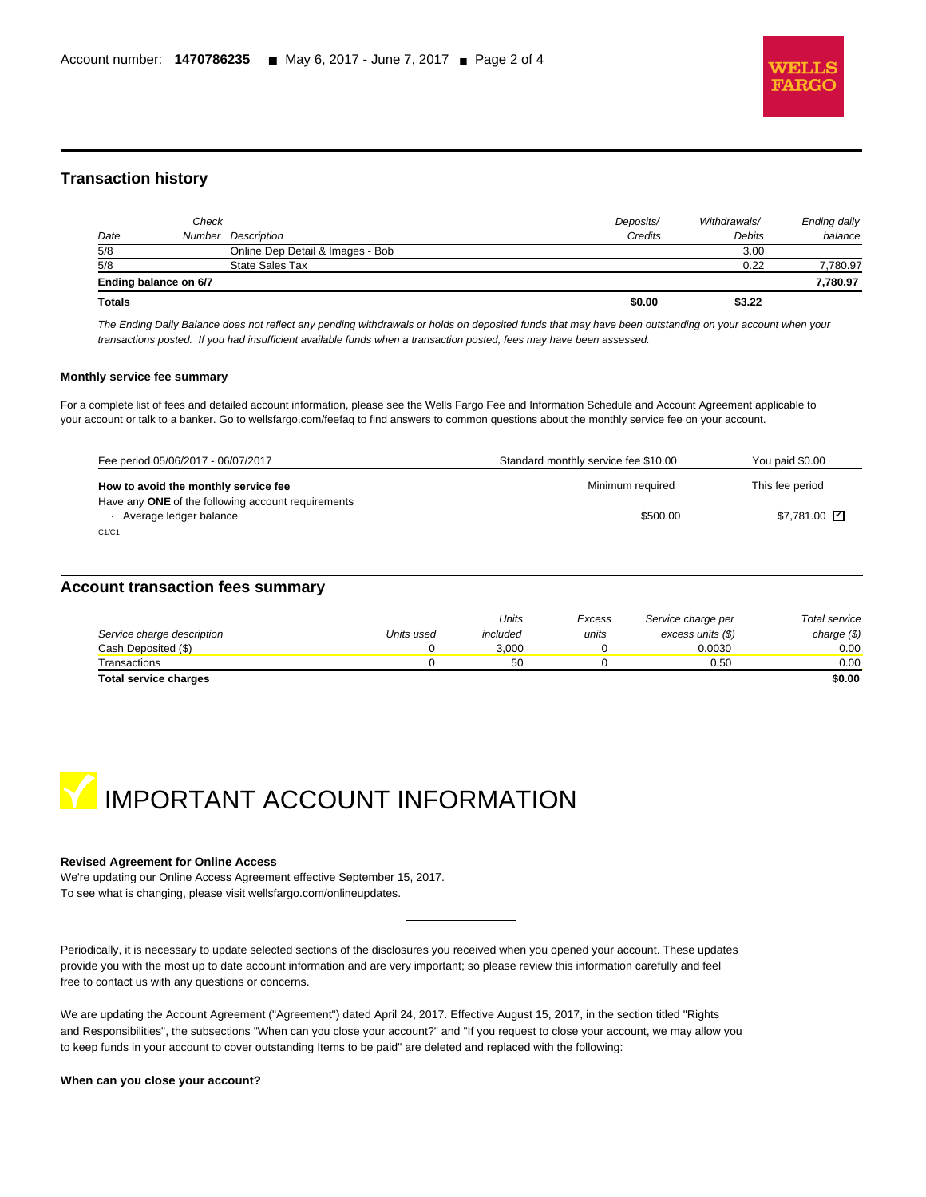## Transaction history

| Date | Check Number | Description | Deposits/ Credits | Withdrawals/ Debits | Ending daily balance |
|---|---|---|---|---|---|
| 5/8 | | Online Dep Detail & Images - Bob | | 3.00 | |
| 5/8 | | State Sales Tax | | 0.22 | 7,780.97 |
| **Ending balance on 6/7** | | | | | **7,780.97** |
| **Totals** | | | **$0.00** | **$3.22** | |

*The Ending Daily Balance does not reflect any pending withdrawals or holds on deposited funds that may have been outstanding on your account when your transactions posted. If you had insufficient available funds when a transaction posted, fees may have been assessed.*

### Monthly service fee summary

For a complete list of fees and detailed account information, please see the Wells Fargo Fee and Information Schedule and Account Agreement applicable to your account or talk to a banker. Go to wellsfargo.com/feefaq to find answers to common questions about the monthly service fee on your account.

| Fee period 05/06/2017 - 06/07/2017 | Standard monthly service fee $10.00 | You paid $0.00 |
|---|---|---|
| **How to avoid the monthly service fee** | Minimum required | This fee period |
| Have any **ONE** of the following account requirements | | |
| · Average ledger balance | $500.00 | $7,781.00 ☑ |

C1/C1

## Account transaction fees summary

| Service charge description | Units used | Units included | Excess units | Service charge per excess units ($) | Total service charge ($) |
|---|---|---|---|---|---|
| Cash Deposited ($) | 0 | 3,000 | 0 | 0.0030 | 0.00 |
| Transactions | 0 | 50 | 0 | 0.50 | 0.00 |
| **Total service charges** | | | | | **$0.00** |

# IMPORTANT ACCOUNT INFORMATION

**Revised Agreement for Online Access**

We're updating our Online Access Agreement effective September 15, 2017.
To see what is changing, please visit wellsfargo.com/onlineupdates.

Periodically, it is necessary to update selected sections of the disclosures you received when you opened your account. These updates provide you with the most up to date account information and are very important; so please review this information carefully and feel free to contact us with any questions or concerns.

We are updating the Account Agreement ("Agreement") dated April 24, 2017. Effective August 15, 2017, in the section titled "Rights and Responsibilities", the subsections "When can you close your account?" and "If you request to close your account, we may allow you to keep funds in your account to cover outstanding Items to be paid" are deleted and replaced with the following:

**When can you close your account?**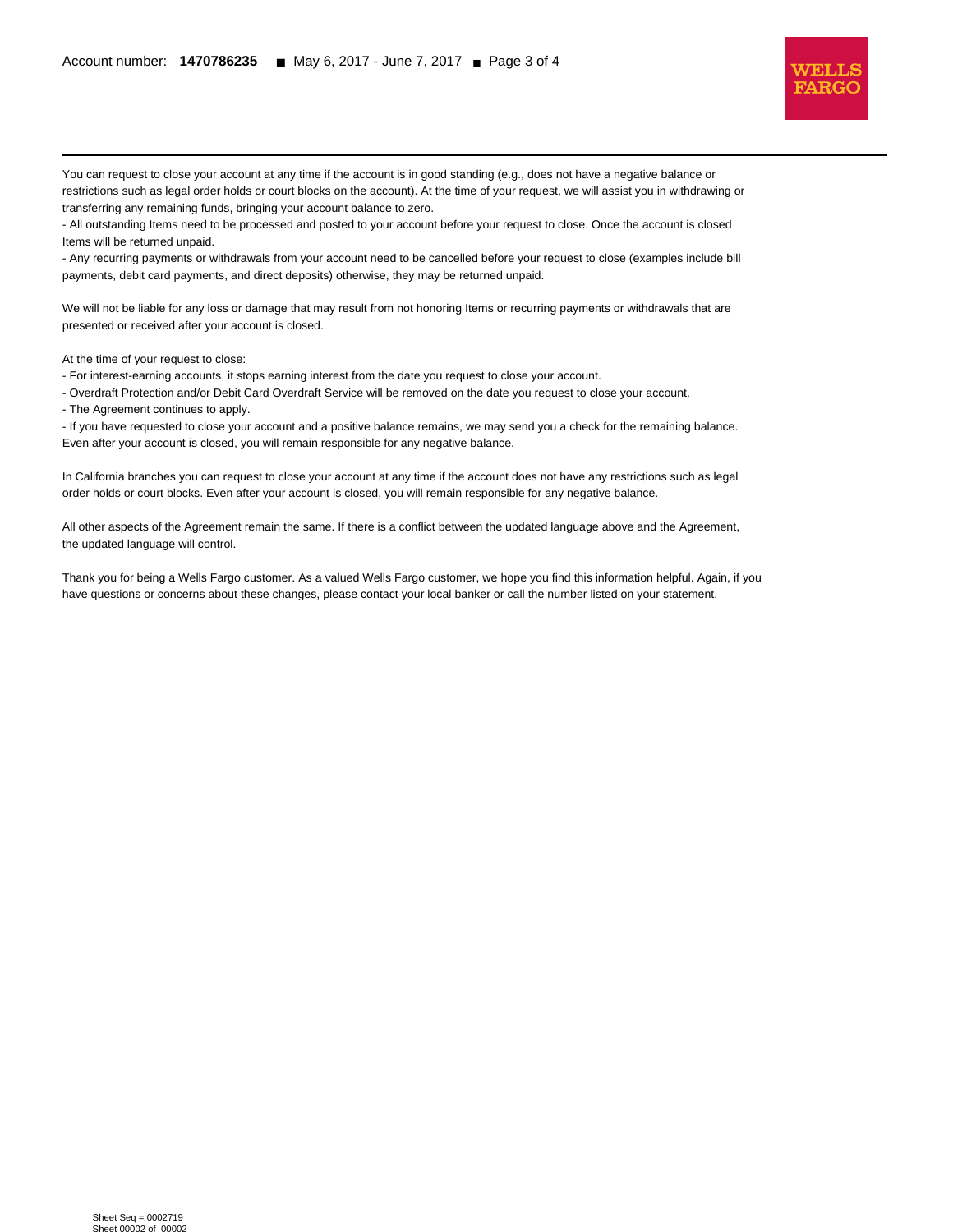You can request to close your account at any time if the account is in good standing (e.g., does not have a negative balance or restrictions such as legal order holds or court blocks on the account). At the time of your request, we will assist you in withdrawing or transferring any remaining funds, bringing your account balance to zero.

- All outstanding Items need to be processed and posted to your account before your request to close. Once the account is closed Items will be returned unpaid.
- Any recurring payments or withdrawals from your account need to be cancelled before your request to close (examples include bill payments, debit card payments, and direct deposits) otherwise, they may be returned unpaid.

We will not be liable for any loss or damage that may result from not honoring Items or recurring payments or withdrawals that are presented or received after your account is closed.

At the time of your request to close:

- For interest-earning accounts, it stops earning interest from the date you request to close your account.
- Overdraft Protection and/or Debit Card Overdraft Service will be removed on the date you request to close your account.
- The Agreement continues to apply.
- If you have requested to close your account and a positive balance remains, we may send you a check for the remaining balance.

Even after your account is closed, you will remain responsible for any negative balance.

In California branches you can request to close your account at any time if the account does not have any restrictions such as legal order holds or court blocks. Even after your account is closed, you will remain responsible for any negative balance.

All other aspects of the Agreement remain the same. If there is a conflict between the updated language above and the Agreement, the updated language will control.

Thank you for being a Wells Fargo customer. As a valued Wells Fargo customer, we hope you find this information helpful. Again, if you have questions or concerns about these changes, please contact your local banker or call the number listed on your statement.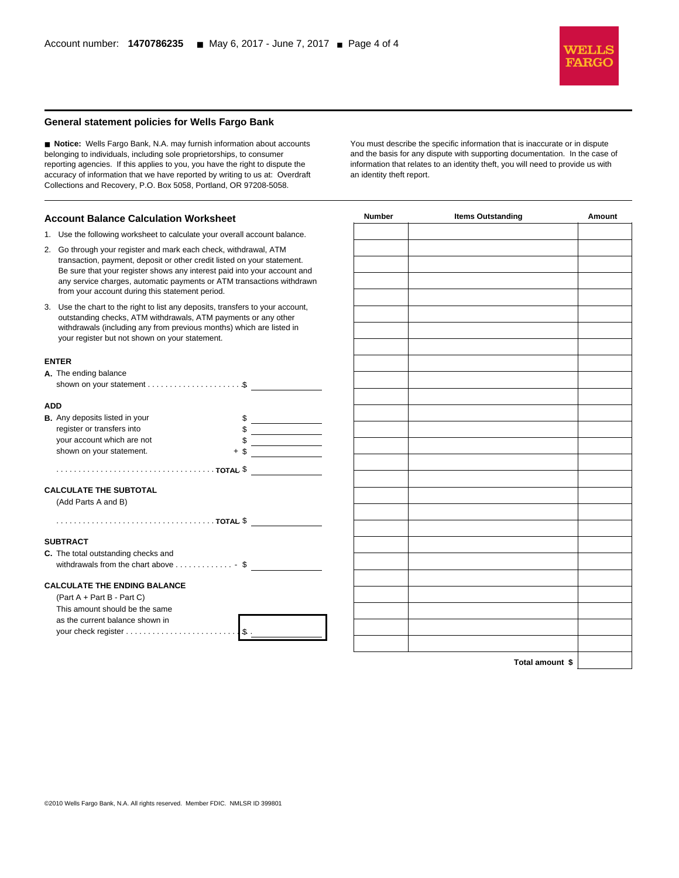## General statement policies for Wells Fargo Bank

■ **Notice:** Wells Fargo Bank, N.A. may furnish information about accounts belonging to individuals, including sole proprietorships, to consumer reporting agencies. If this applies to you, you have the right to dispute the accuracy of information that we have reported by writing to us at: Overdraft Collections and Recovery, P.O. Box 5058, Portland, OR 97208-5058.

You must describe the specific information that is inaccurate or in dispute and the basis for any dispute with supporting documentation. In the case of information that relates to an identity theft, you will need to provide us with an identity theft report.

### Account Balance Calculation Worksheet

1. Use the following worksheet to calculate your overall account balance.
2. Go through your register and mark each check, withdrawal, ATM transaction, payment, deposit or other credit listed on your statement. Be sure that your register shows any interest paid into your account and any service charges, automatic payments or ATM transactions withdrawn from your account during this statement period.
3. Use the chart to the right to list any deposits, transfers to your account, outstanding checks, ATM withdrawals, ATM payments or any other withdrawals (including any from previous months) which are listed in your register but not shown on your statement.

**ENTER**

**A.** The ending balance shown on your statement . . . . . . . . . . . . . . . . . . . . . $ ____________

**ADD**

**B.** Any deposits listed in your register or transfers into your account which are not shown on your statement.

$ ____________
$ ____________
$ ____________
\+ $ ____________

. . . . . . . . . . . . . . . . . . . . . . . . . . . . . . . . . . . **TOTAL** $ ____________

**CALCULATE THE SUBTOTAL**

(Add Parts A and B)

. . . . . . . . . . . . . . . . . . . . . . . . . . . . . . . . . . . **TOTAL** $ ____________

**SUBTRACT**

**C.** The total outstanding checks and withdrawals from the chart above . . . . . . . . . . . . . - $ ____________

**CALCULATE THE ENDING BALANCE**

(Part A + Part B - Part C)
This amount should be the same as the current balance shown in your check register . . . . . . . . . . . . . . . . . . . . . . . . . $ ____________

| Number | Items Outstanding | Amount |
|---|---|---|
| | | |
| | | |
| | | |
| | | |
| | | |
| | | |
| | | |
| | | |
| | | |
| | | |
| | | |
| | | |
| | | |
| | | |
| | | |
| | | |
| | | |
| | | |
| | | |
| | | |
| | | |
| | | |
| | | |
| | | |
| | | |
| | | |
| | | |
| | **Total amount $** | |

©2010 Wells Fargo Bank, N.A. All rights reserved. Member FDIC. NMLSR ID 399801